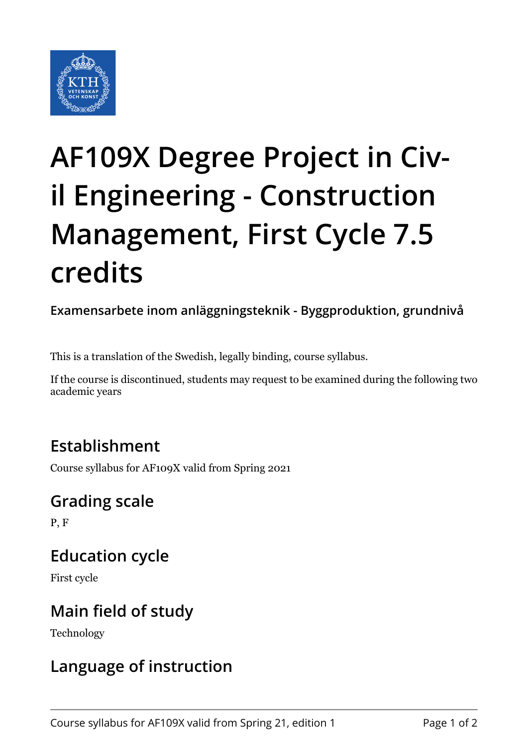# AF109X Degree Project in Civil Engineering - Construction Management, First Cycle 7.5 credits

**Examensarbete inom anläggningsteknik - Byggproduktion, grundnivå**

This is a translation of the Swedish, legally binding, course syllabus.

If the course is discontinued, students may request to be examined during the following two academic years

## Establishment

Course syllabus for AF109X valid from Spring 2021

## Grading scale

P, F

## Education cycle

First cycle

## Main field of study

Technology

## Language of instruction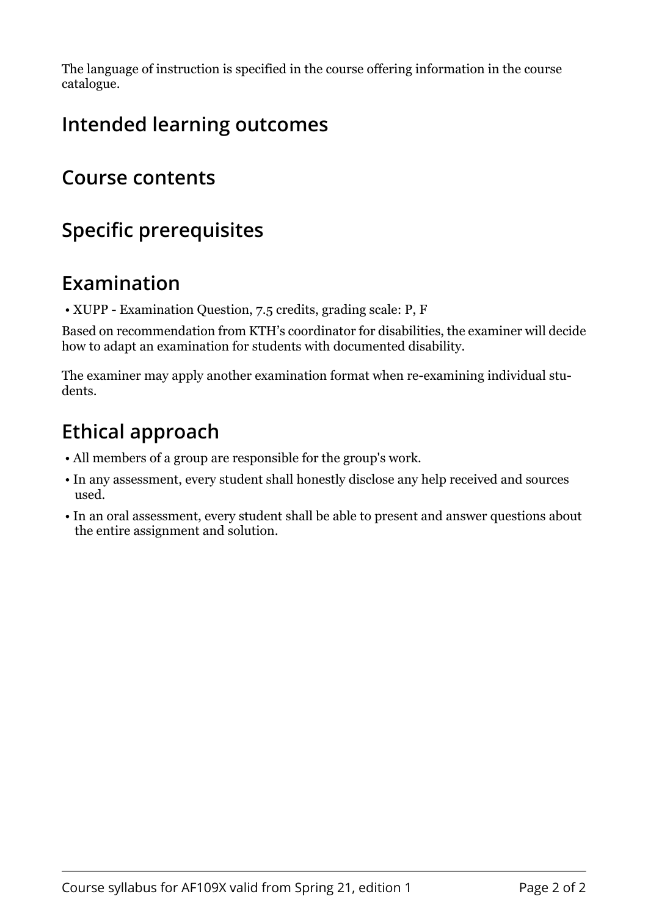The language of instruction is specified in the course offering information in the course catalogue.

## Intended learning outcomes

## Course contents

## Specific prerequisites

## Examination

- XUPP - Examination Question, 7.5 credits, grading scale: P, F

Based on recommendation from KTH's coordinator for disabilities, the examiner will decide how to adapt an examination for students with documented disability.

The examiner may apply another examination format when re-examining individual students.

## Ethical approach

- All members of a group are responsible for the group's work.
- In any assessment, every student shall honestly disclose any help received and sources used.
- In an oral assessment, every student shall be able to present and answer questions about the entire assignment and solution.